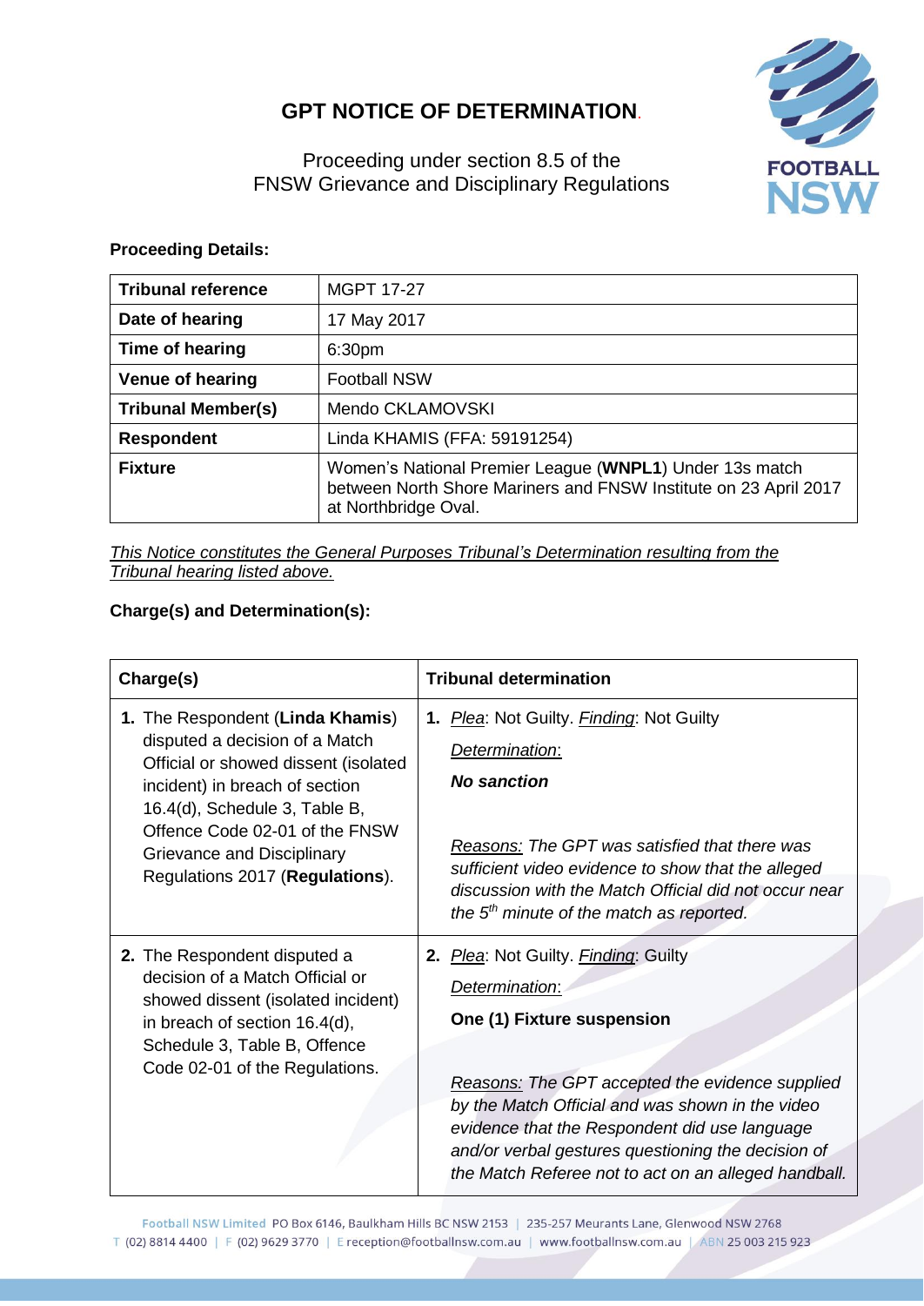# GPT NOTICE OF DETERMINATION.

Proceeding under section 8.5 of the
FNSW Grievance and Disciplinary Regulations

**Proceeding Details:**

| **Tribunal reference** | MGPT 17-27 |
|---|---|
| **Date of hearing** | 17 May 2017 |
| **Time of hearing** | 6:30pm |
| **Venue of hearing** | Football NSW |
| **Tribunal Member(s)** | Mendo CKLAMOVSKI |
| **Respondent** | Linda KHAMIS (FFA: 59191254) |
| **Fixture** | Women's National Premier League (**WNPL1**) Under 13s match between North Shore Mariners and FNSW Institute on 23 April 2017 at Northbridge Oval. |

*This Notice constitutes the General Purposes Tribunal's Determination resulting from the Tribunal hearing listed above.*

**Charge(s) and Determination(s):**

| Charge(s) | Tribunal determination |
|---|---|
| **1.** The Respondent (**Linda Khamis**) disputed a decision of a Match Official or showed dissent (isolated incident) in breach of section 16.4(d), Schedule 3, Table B, Offence Code 02-01 of the FNSW Grievance and Disciplinary Regulations 2017 (**Regulations**). | **1.** *Plea*: Not Guilty. *Finding*: Not Guilty<br><br>*Determination*:<br><br>***No sanction***<br><br>*Reasons: The GPT was satisfied that there was sufficient video evidence to show that the alleged discussion with the Match Official did not occur near the 5th minute of the match as reported.* |
| **2.** The Respondent disputed a decision of a Match Official or showed dissent (isolated incident) in breach of section 16.4(d), Schedule 3, Table B, Offence Code 02-01 of the Regulations. | **2.** *Plea*: Not Guilty. *Finding*: Guilty<br><br>*Determination*:<br><br>**One (1) Fixture suspension**<br><br>*Reasons: The GPT accepted the evidence supplied by the Match Official and was shown in the video evidence that the Respondent did use language and/or verbal gestures questioning the decision of the Match Referee not to act on an alleged handball.* |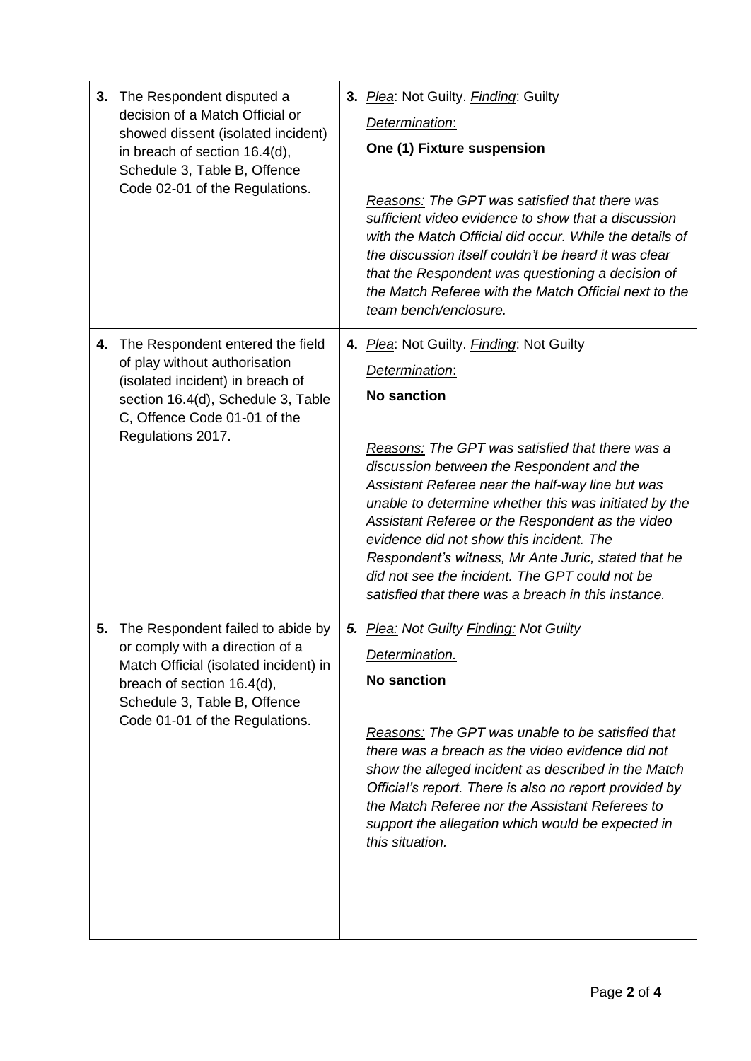| | |
|---|---|
| **3.** The Respondent disputed a decision of a Match Official or showed dissent (isolated incident) in breach of section 16.4(d), Schedule 3, Table B, Offence Code 02-01 of the Regulations. | **3.** <u>Plea</u>: Not Guilty. <u>Finding</u>: Guilty<br><br><u>Determination</u>:<br><br>**One (1) Fixture suspension**<br><br>*<u>Reasons:</u> The GPT was satisfied that there was sufficient video evidence to show that a discussion with the Match Official did occur. While the details of the discussion itself couldn't be heard it was clear that the Respondent was questioning a decision of the Match Referee with the Match Official next to the team bench/enclosure.* |
| **4.** The Respondent entered the field of play without authorisation (isolated incident) in breach of section 16.4(d), Schedule 3, Table C, Offence Code 01-01 of the Regulations 2017. | **4.** <u>Plea</u>: Not Guilty. <u>Finding</u>: Not Guilty<br><br><u>Determination</u>:<br><br>**No sanction**<br><br>*<u>Reasons:</u> The GPT was satisfied that there was a discussion between the Respondent and the Assistant Referee near the half-way line but was unable to determine whether this was initiated by the Assistant Referee or the Respondent as the video evidence did not show this incident. The Respondent's witness, Mr Ante Juric, stated that he did not see the incident. The GPT could not be satisfied that there was a breach in this instance.* |
| **5.** The Respondent failed to abide by or comply with a direction of a Match Official (isolated incident) in breach of section 16.4(d), Schedule 3, Table B, Offence Code 01-01 of the Regulations. | ***5.*** *<u>Plea:</u> Not Guilty <u>Finding:</u> Not Guilty*<br><br>*<u>Determination.</u>*<br><br>**No sanction**<br><br>*<u>Reasons:</u> The GPT was unable to be satisfied that there was a breach as the video evidence did not show the alleged incident as described in the Match Official's report. There is also no report provided by the Match Referee nor the Assistant Referees to support the allegation which would be expected in this situation.* |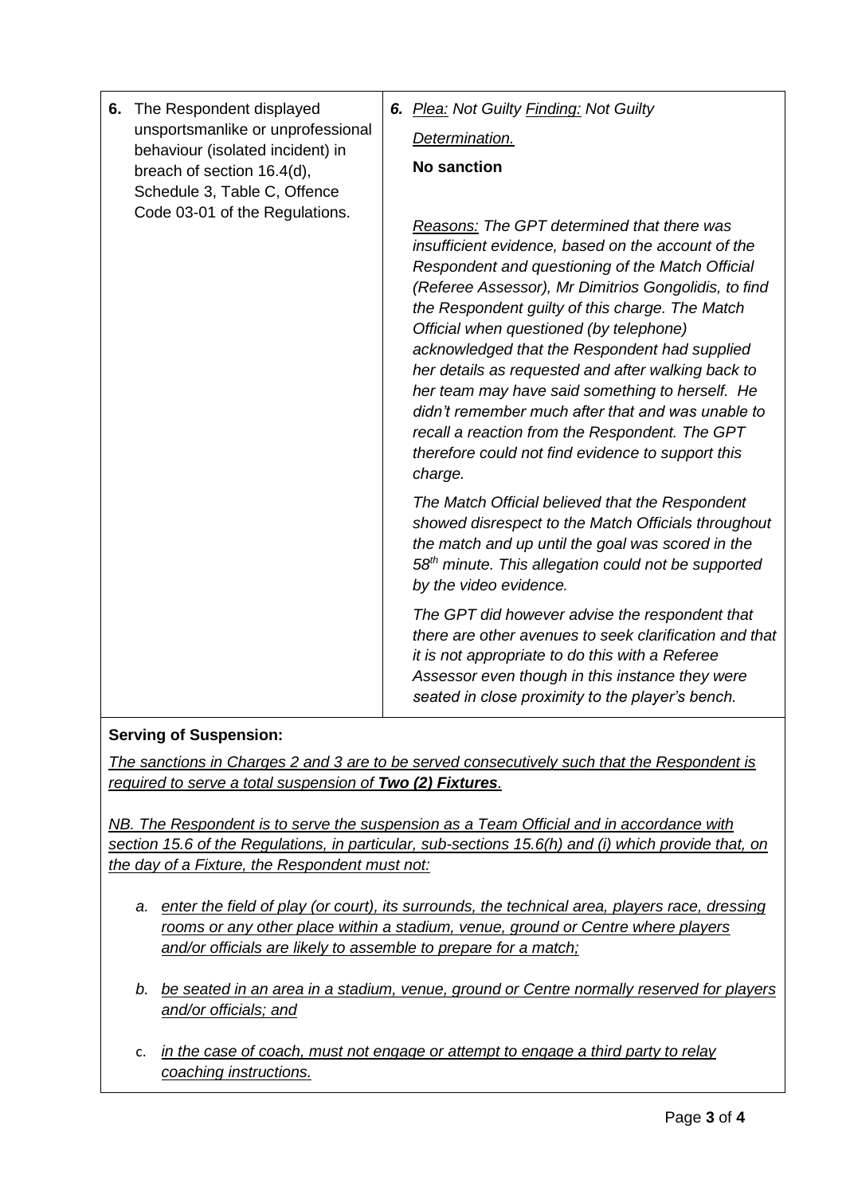| | |
|---|---|
| **6.** The Respondent displayed unsportsmanlike or unprofessional behaviour (isolated incident) in breach of section 16.4(d), Schedule 3, Table C, Offence Code 03-01 of the Regulations. | ***6.*** *Plea: Not Guilty Finding: Not Guilty*<br><br>*Determination.*<br><br>**No sanction**<br><br>*Reasons: The GPT determined that there was insufficient evidence, based on the account of the Respondent and questioning of the Match Official (Referee Assessor), Mr Dimitrios Gongolidis, to find the Respondent guilty of this charge. The Match Official when questioned (by telephone) acknowledged that the Respondent had supplied her details as requested and after walking back to her team may have said something to herself. He didn't remember much after that and was unable to recall a reaction from the Respondent. The GPT therefore could not find evidence to support this charge.*<br><br>*The Match Official believed that the Respondent showed disrespect to the Match Officials throughout the match and up until the goal was scored in the 58th minute. This allegation could not be supported by the video evidence.*<br><br>*The GPT did however advise the respondent that there are other avenues to seek clarification and that it is not appropriate to do this with a Referee Assessor even though in this instance they were seated in close proximity to the player's bench.* |

**Serving of Suspension:**

*The sanctions in Charges 2 and 3 are to be served consecutively such that the Respondent is required to serve a total suspension of **Two (2) Fixtures**.*

*NB. The Respondent is to serve the suspension as a Team Official and in accordance with section 15.6 of the Regulations, in particular, sub-sections 15.6(h) and (i) which provide that, on the day of a Fixture, the Respondent must not:*

a. *enter the field of play (or court), its surrounds, the technical area, players race, dressing rooms or any other place within a stadium, venue, ground or Centre where players and/or officials are likely to assemble to prepare for a match;*

b. *be seated in an area in a stadium, venue, ground or Centre normally reserved for players and/or officials; and*

c. *in the case of coach, must not engage or attempt to engage a third party to relay coaching instructions.*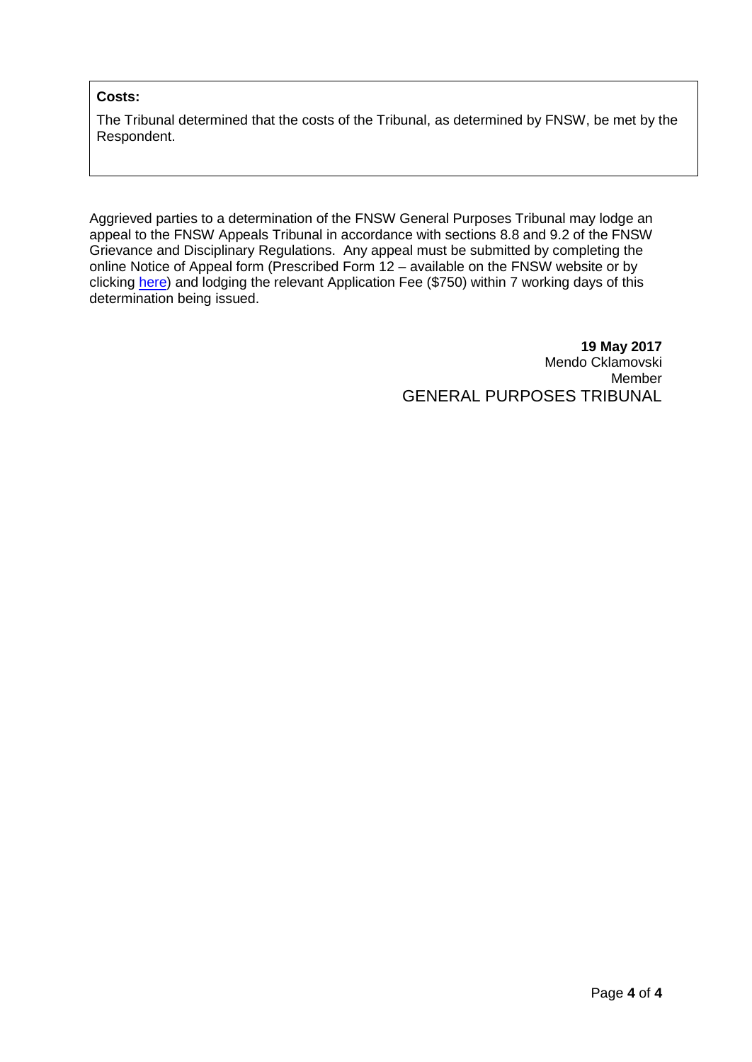**Costs:**

The Tribunal determined that the costs of the Tribunal, as determined by FNSW, be met by the Respondent.

Aggrieved parties to a determination of the FNSW General Purposes Tribunal may lodge an appeal to the FNSW Appeals Tribunal in accordance with sections 8.8 and 9.2 of the FNSW Grievance and Disciplinary Regulations. Any appeal must be submitted by completing the online Notice of Appeal form (Prescribed Form 12 – available on the FNSW website or by clicking here) and lodging the relevant Application Fee ($750) within 7 working days of this determination being issued.

**19 May 2017**
Mendo Cklamovski
Member
GENERAL PURPOSES TRIBUNAL